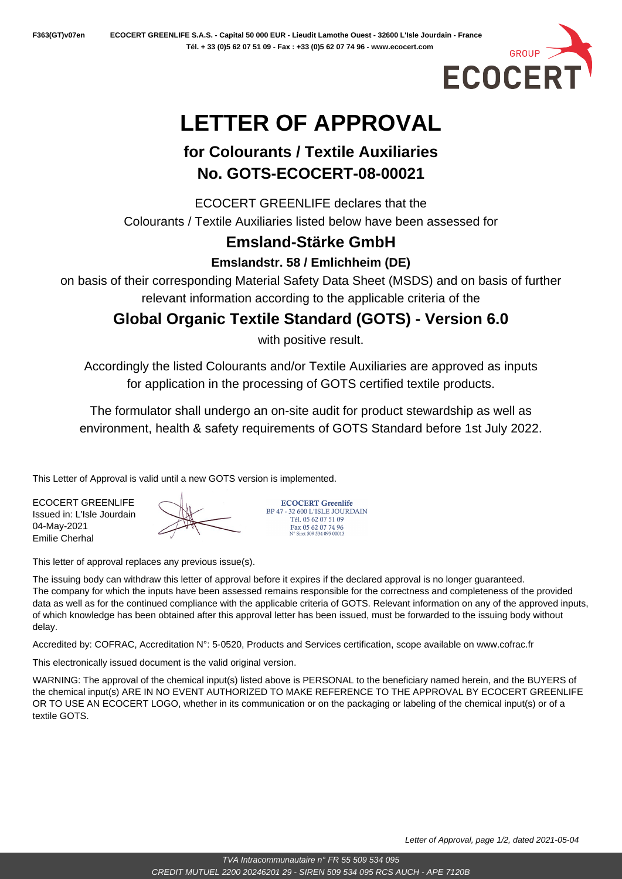F363(GT)v07en ECOCERT GREENLIFE S.A.S. - Capital 50 000 EUR - Lieudit Lamothe Ouest - 32600 L'Isle Jourdain - France
Tél. + 33 (0)5 62 07 51 09 - Fax : +33 (0)5 62 07 74 96 - www.ecocert.com

# LETTER OF APPROVAL

## for Colourants / Textile Auxiliaries
## No. GOTS-ECOCERT-08-00021

ECOCERT GREENLIFE declares that the
Colourants / Textile Auxiliaries listed below have been assessed for

### Emsland-Stärke GmbH

**Emslandstr. 58 / Emlichheim (DE)**

on basis of their corresponding Material Safety Data Sheet (MSDS) and on basis of further relevant information according to the applicable criteria of the

### Global Organic Textile Standard (GOTS) - Version 6.0

with positive result.

Accordingly the listed Colourants and/or Textile Auxiliaries are approved as inputs for application in the processing of GOTS certified textile products.

The formulator shall undergo an on-site audit for product stewardship as well as environment, health & safety requirements of GOTS Standard before 1st July 2022.

This Letter of Approval is valid until a new GOTS version is implemented.

ECOCERT GREENLIFE
Issued in: L'Isle Jourdain
04-May-2021
Emilie Cherhal

ECOCERT Greenlife
BP 47 - 32 600 L'ISLE JOURDAIN
Tél. 05 62 07 51 09
Fax 05 62 07 74 96
N° Siret 509 534 095 00013

This letter of approval replaces any previous issue(s).

The issuing body can withdraw this letter of approval before it expires if the declared approval is no longer guaranteed. The company for which the inputs have been assessed remains responsible for the correctness and completeness of the provided data as well as for the continued compliance with the applicable criteria of GOTS. Relevant information on any of the approved inputs, of which knowledge has been obtained after this approval letter has been issued, must be forwarded to the issuing body without delay.

Accredited by: COFRAC, Accreditation N°: 5-0520, Products and Services certification, scope available on www.cofrac.fr

This electronically issued document is the valid original version.

WARNING: The approval of the chemical input(s) listed above is PERSONAL to the beneficiary named herein, and the BUYERS of the chemical input(s) ARE IN NO EVENT AUTHORIZED TO MAKE REFERENCE TO THE APPROVAL BY ECOCERT GREENLIFE OR TO USE AN ECOCERT LOGO, whether in its communication or on the packaging or labeling of the chemical input(s) or of a textile GOTS.

*TVA Intracommunautaire n° FR 55 509 534 095*
*CREDIT MUTUEL 2200 20246201 29 - SIREN 509 534 095 RCS AUCH - APE 7120B*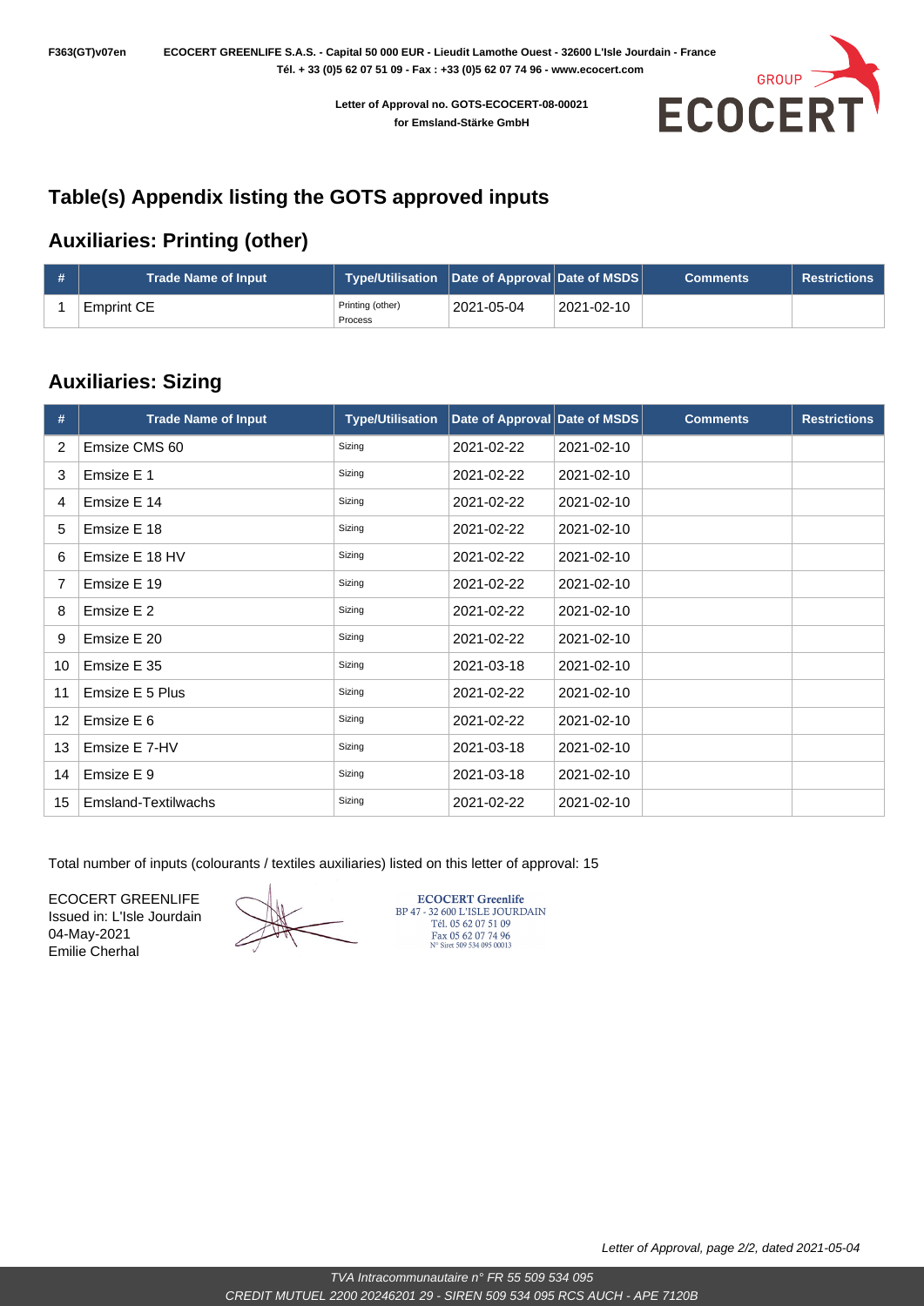**Letter of Approval no. GOTS-ECOCERT-08-00021**
**for Emsland-Stärke GmbH**

## Table(s) Appendix listing the GOTS approved inputs

### Auxiliaries: Printing (other)

| # | Trade Name of Input | Type/Utilisation | Date of Approval | Date of MSDS | Comments | Restrictions |
|---|---|---|---|---|---|---|
| 1 | Emprint CE | Printing (other) Process | 2021-05-04 | 2021-02-10 | | |

### Auxiliaries: Sizing

| # | Trade Name of Input | Type/Utilisation | Date of Approval | Date of MSDS | Comments | Restrictions |
|---|---|---|---|---|---|---|
| 2 | Emsize CMS 60 | Sizing | 2021-02-22 | 2021-02-10 | | |
| 3 | Emsize E 1 | Sizing | 2021-02-22 | 2021-02-10 | | |
| 4 | Emsize E 14 | Sizing | 2021-02-22 | 2021-02-10 | | |
| 5 | Emsize E 18 | Sizing | 2021-02-22 | 2021-02-10 | | |
| 6 | Emsize E 18 HV | Sizing | 2021-02-22 | 2021-02-10 | | |
| 7 | Emsize E 19 | Sizing | 2021-02-22 | 2021-02-10 | | |
| 8 | Emsize E 2 | Sizing | 2021-02-22 | 2021-02-10 | | |
| 9 | Emsize E 20 | Sizing | 2021-02-22 | 2021-02-10 | | |
| 10 | Emsize E 35 | Sizing | 2021-03-18 | 2021-02-10 | | |
| 11 | Emsize E 5 Plus | Sizing | 2021-02-22 | 2021-02-10 | | |
| 12 | Emsize E 6 | Sizing | 2021-02-22 | 2021-02-10 | | |
| 13 | Emsize E 7-HV | Sizing | 2021-03-18 | 2021-02-10 | | |
| 14 | Emsize E 9 | Sizing | 2021-03-18 | 2021-02-10 | | |
| 15 | Emsland-Textilwachs | Sizing | 2021-02-22 | 2021-02-10 | | |

Total number of inputs (colourants / textiles auxiliaries) listed on this letter of approval: 15

ECOCERT GREENLIFE
Issued in: L'Isle Jourdain
04-May-2021
Emilie Cherhal

ECOCERT Greenlife
BP 47 - 32 600 L'ISLE JOURDAIN
Tél. 05 62 07 51 09
Fax 05 62 07 74 96
N° Siret 509 534 095 00013

*Letter of Approval, page 2/2, dated 2021-05-04*

TVA Intracommunautaire n° FR 55 509 534 095
CREDIT MUTUEL 2200 20246201 29 - SIREN 509 534 095 RCS AUCH - APE 7120B